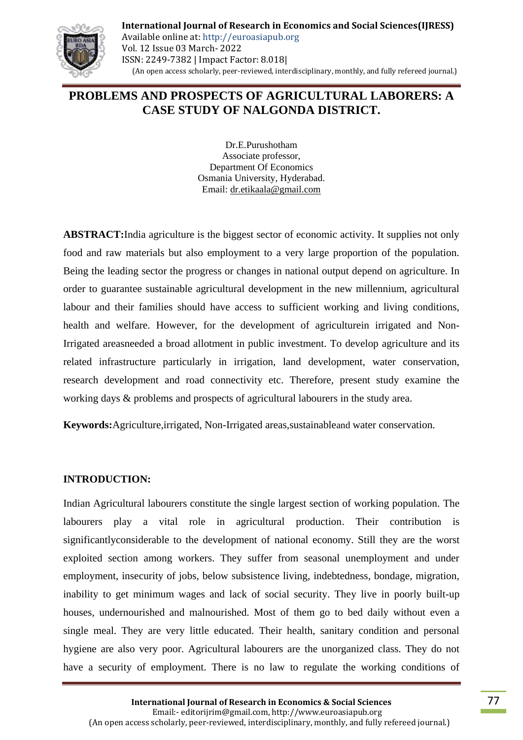# PROBLEMS AND PROSPECTS OF AGRICULTURAL LABORERS: A CASE STUDY OF NALGONDA DISTRICT.

Dr.E.Purushotham
Associate professor,
Department Of Economics
Osmania University, Hyderabad.
Email: dr.etikaala@gmail.com

**ABSTRACT:**India agriculture is the biggest sector of economic activity. It supplies not only food and raw materials but also employment to a very large proportion of the population. Being the leading sector the progress or changes in national output depend on agriculture. In order to guarantee sustainable agricultural development in the new millennium, agricultural labour and their families should have access to sufficient working and living conditions, health and welfare. However, for the development of agriculturein irrigated and Non-Irrigated areasneeded a broad allotment in public investment. To develop agriculture and its related infrastructure particularly in irrigation, land development, water conservation, research development and road connectivity etc. Therefore, present study examine the working days & problems and prospects of agricultural labourers in the study area.

**Keywords:**Agriculture,irrigated, Non-Irrigated areas,sustainableand water conservation.

## INTRODUCTION:

Indian Agricultural labourers constitute the single largest section of working population. The labourers play a vital role in agricultural production. Their contribution is significantlyconsiderable to the development of national economy. Still they are the worst exploited section among workers. They suffer from seasonal unemployment and under employment, insecurity of jobs, below subsistence living, indebtedness, bondage, migration, inability to get minimum wages and lack of social security. They live in poorly built-up houses, undernourished and malnourished. Most of them go to bed daily without even a single meal. They are very little educated. Their health, sanitary condition and personal hygiene are also very poor. Agricultural labourers are the unorganized class. They do not have a security of employment. There is no law to regulate the working conditions of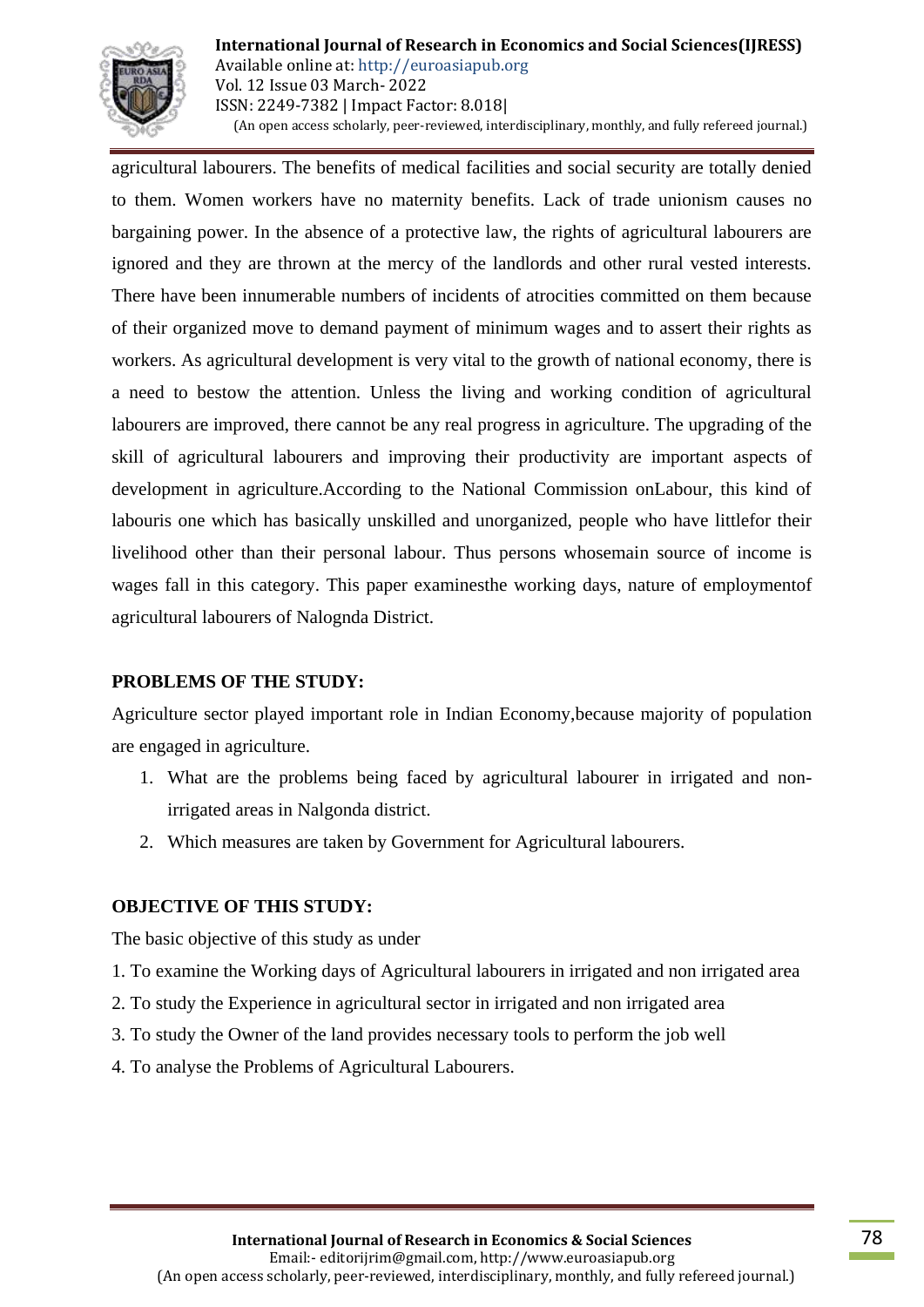agricultural labourers. The benefits of medical facilities and social security are totally denied to them. Women workers have no maternity benefits. Lack of trade unionism causes no bargaining power. In the absence of a protective law, the rights of agricultural labourers are ignored and they are thrown at the mercy of the landlords and other rural vested interests. There have been innumerable numbers of incidents of atrocities committed on them because of their organized move to demand payment of minimum wages and to assert their rights as workers. As agricultural development is very vital to the growth of national economy, there is a need to bestow the attention. Unless the living and working condition of agricultural labourers are improved, there cannot be any real progress in agriculture. The upgrading of the skill of agricultural labourers and improving their productivity are important aspects of development in agriculture.According to the National Commission onLabour, this kind of labouris one which has basically unskilled and unorganized, people who have littlefor their livelihood other than their personal labour. Thus persons whosemain source of income is wages fall in this category. This paper examinesthe working days, nature of employmentof agricultural labourers of Nalognda District.

**PROBLEMS OF THE STUDY:**

Agriculture sector played important role in Indian Economy,because majority of population are engaged in agriculture.

1. What are the problems being faced by agricultural labourer in irrigated and non-irrigated areas in Nalgonda district.
2. Which measures are taken by Government for Agricultural labourers.

**OBJECTIVE OF THIS STUDY:**

The basic objective of this study as under

1. To examine the Working days of Agricultural labourers in irrigated and non irrigated area
2. To study the Experience in agricultural sector in irrigated and non irrigated area
3. To study the Owner of the land provides necessary tools to perform the job well
4. To analyse the Problems of Agricultural Labourers.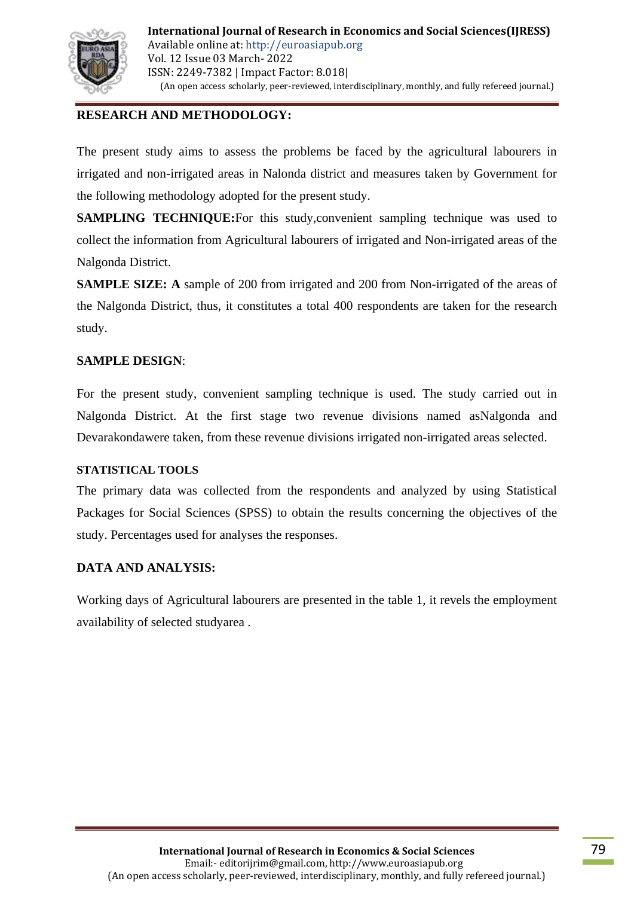## RESEARCH AND METHODOLOGY:

The present study aims to assess the problems be faced by the agricultural labourers in irrigated and non-irrigated areas in Nalonda district and measures taken by Government for the following methodology adopted for the present study.

**SAMPLING TECHNIQUE:**For this study,convenient sampling technique was used to collect the information from Agricultural labourers of irrigated and Non-irrigated areas of the Nalgonda District.

**SAMPLE SIZE: A** sample of 200 from irrigated and 200 from Non-irrigated of the areas of the Nalgonda District, thus, it constitutes a total 400 respondents are taken for the research study.

### SAMPLE DESIGN:

For the present study, convenient sampling technique is used. The study carried out in Nalgonda District. At the first stage two revenue divisions named asNalgonda and Devarakondawere taken, from these revenue divisions irrigated non-irrigated areas selected.

### STATISTICAL TOOLS

The primary data was collected from the respondents and analyzed by using Statistical Packages for Social Sciences (SPSS) to obtain the results concerning the objectives of the study. Percentages used for analyses the responses.

## DATA AND ANALYSIS:

Working days of Agricultural labourers are presented in the table 1, it revels the employment availability of selected studyarea .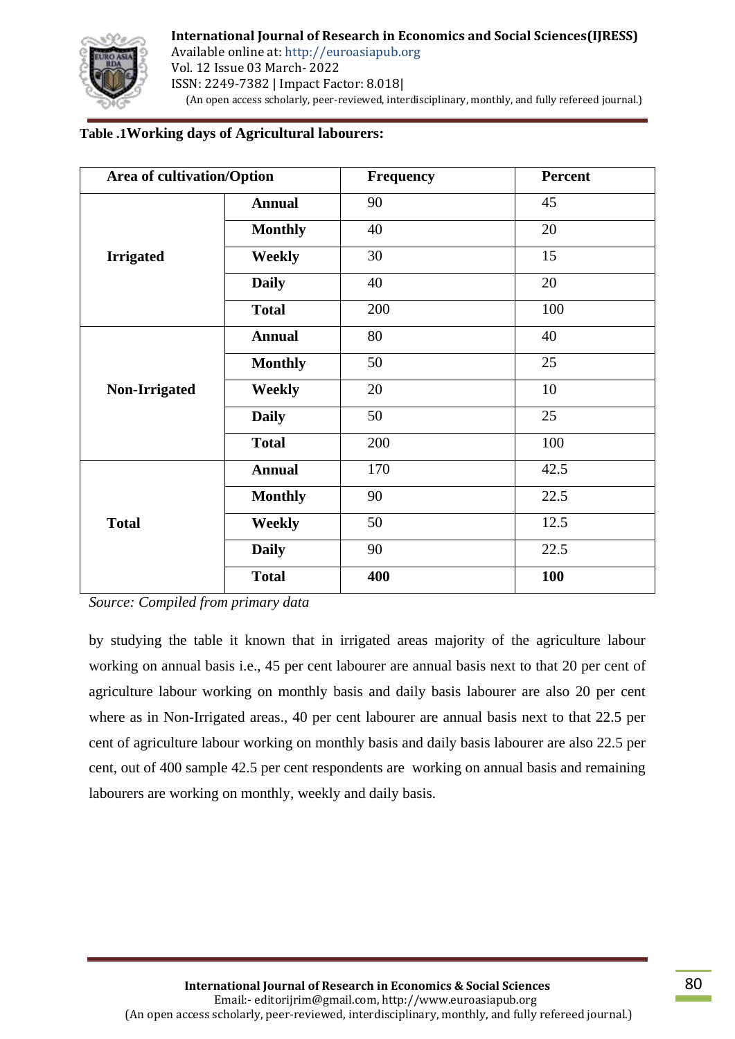**Table .1Working days of Agricultural labourers:**

| Area of cultivation/Option | | Frequency | Percent |
|---|---|---|---|
| Irrigated | **Annual** | 90 | 45 |
| | **Monthly** | 40 | 20 |
| | **Weekly** | 30 | 15 |
| | **Daily** | 40 | 20 |
| | **Total** | 200 | 100 |
| Non-Irrigated | **Annual** | 80 | 40 |
| | **Monthly** | 50 | 25 |
| | **Weekly** | 20 | 10 |
| | **Daily** | 50 | 25 |
| | **Total** | 200 | 100 |
| Total | **Annual** | 170 | 42.5 |
| | **Monthly** | 90 | 22.5 |
| | **Weekly** | 50 | 12.5 |
| | **Daily** | 90 | 22.5 |
| | **Total** | **400** | **100** |

*Source: Compiled from primary data*

by studying the table it known that in irrigated areas majority of the agriculture labour working on annual basis i.e., 45 per cent labourer are annual basis next to that 20 per cent of agriculture labour working on monthly basis and daily basis labourer are also 20 per cent where as in Non-Irrigated areas., 40 per cent labourer are annual basis next to that 22.5 per cent of agriculture labour working on monthly basis and daily basis labourer are also 22.5 per cent, out of 400 sample 42.5 per cent respondents are working on annual basis and remaining labourers are working on monthly, weekly and daily basis.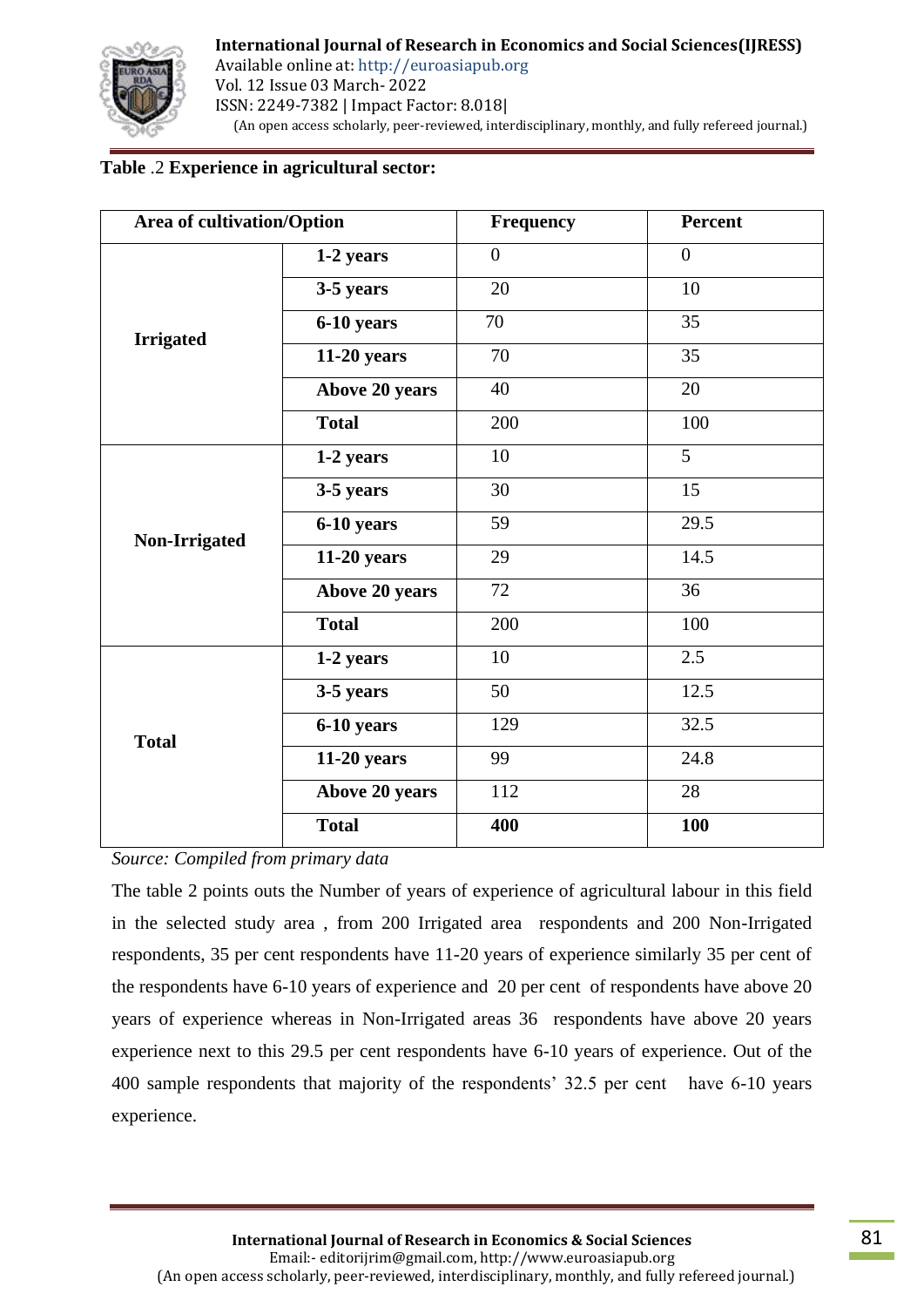**Table .2 Experience in agricultural sector:**

| Area of cultivation/Option | | Frequency | Percent |
|---|---|---|---|
| Irrigated | 1-2 years | 0 | 0 |
| | 3-5 years | 20 | 10 |
| | 6-10 years | 70 | 35 |
| | 11-20 years | 70 | 35 |
| | Above 20 years | 40 | 20 |
| | Total | 200 | 100 |
| Non-Irrigated | 1-2 years | 10 | 5 |
| | 3-5 years | 30 | 15 |
| | 6-10 years | 59 | 29.5 |
| | 11-20 years | 29 | 14.5 |
| | Above 20 years | 72 | 36 |
| | Total | 200 | 100 |
| Total | 1-2 years | 10 | 2.5 |
| | 3-5 years | 50 | 12.5 |
| | 6-10 years | 129 | 32.5 |
| | 11-20 years | 99 | 24.8 |
| | Above 20 years | 112 | 28 |
| | **Total** | **400** | **100** |

*Source: Compiled from primary data*

The table 2 points outs the Number of years of experience of agricultural labour in this field in the selected study area , from 200 Irrigated area respondents and 200 Non-Irrigated respondents, 35 per cent respondents have 11-20 years of experience similarly 35 per cent of the respondents have 6-10 years of experience and 20 per cent of respondents have above 20 years of experience whereas in Non-Irrigated areas 36 respondents have above 20 years experience next to this 29.5 per cent respondents have 6-10 years of experience. Out of the 400 sample respondents that majority of the respondents' 32.5 per cent have 6-10 years experience.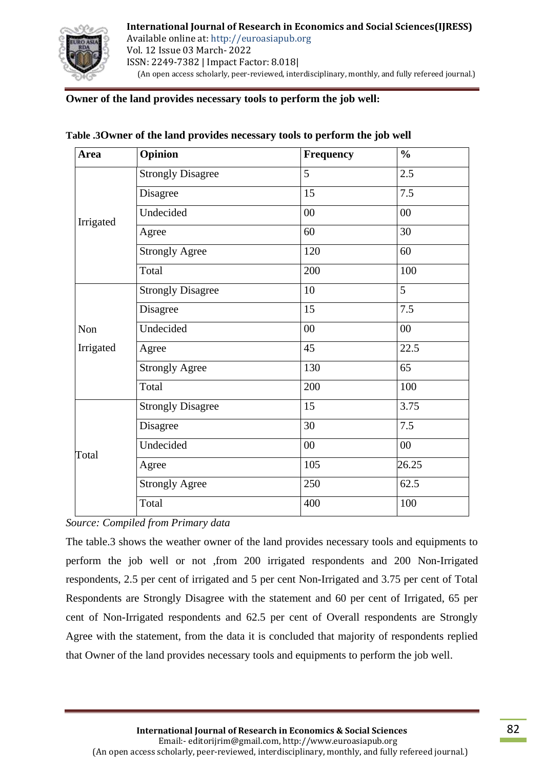**Owner of the land provides necessary tools to perform the job well:**

**Table .3Owner of the land provides necessary tools to perform the job well**

| Area | Opinion | Frequency | % |
|---|---|---|---|
| Irrigated | Strongly Disagree | 5 | 2.5 |
| | Disagree | 15 | 7.5 |
| | Undecided | 00 | 00 |
| | Agree | 60 | 30 |
| | Strongly Agree | 120 | 60 |
| | Total | 200 | 100 |
| Non Irrigated | Strongly Disagree | 10 | 5 |
| | Disagree | 15 | 7.5 |
| | Undecided | 00 | 00 |
| | Agree | 45 | 22.5 |
| | Strongly Agree | 130 | 65 |
| | Total | 200 | 100 |
| Total | Strongly Disagree | 15 | 3.75 |
| | Disagree | 30 | 7.5 |
| | Undecided | 00 | 00 |
| | Agree | 105 | 26.25 |
| | Strongly Agree | 250 | 62.5 |
| | Total | 400 | 100 |

*Source: Compiled from Primary data*

The table.3 shows the weather owner of the land provides necessary tools and equipments to perform the job well or not ,from 200 irrigated respondents and 200 Non-Irrigated respondents, 2.5 per cent of irrigated and 5 per cent Non-Irrigated and 3.75 per cent of Total Respondents are Strongly Disagree with the statement and 60 per cent of Irrigated, 65 per cent of Non-Irrigated respondents and 62.5 per cent of Overall respondents are Strongly Agree with the statement, from the data it is concluded that majority of respondents replied that Owner of the land provides necessary tools and equipments to perform the job well.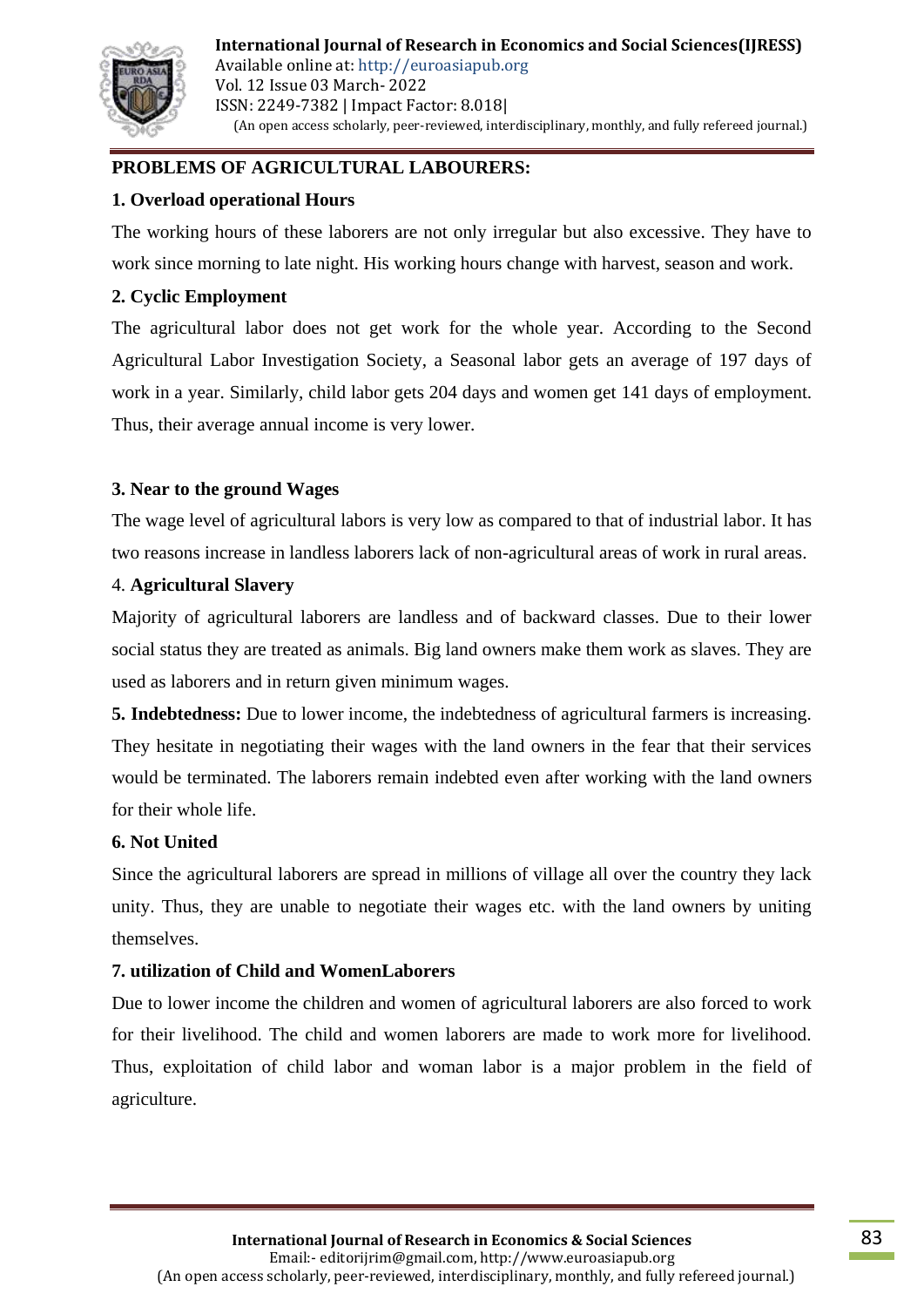## PROBLEMS OF AGRICULTURAL LABOURERS:

### 1. Overload operational Hours

The working hours of these laborers are not only irregular but also excessive. They have to work since morning to late night. His working hours change with harvest, season and work.

### 2. Cyclic Employment

The agricultural labor does not get work for the whole year. According to the Second Agricultural Labor Investigation Society, a Seasonal labor gets an average of 197 days of work in a year. Similarly, child labor gets 204 days and women get 141 days of employment. Thus, their average annual income is very lower.

### 3. Near to the ground Wages

The wage level of agricultural labors is very low as compared to that of industrial labor. It has two reasons increase in landless laborers lack of non-agricultural areas of work in rural areas.

### 4. Agricultural Slavery

Majority of agricultural laborers are landless and of backward classes. Due to their lower social status they are treated as animals. Big land owners make them work as slaves. They are used as laborers and in return given minimum wages.

**5. Indebtedness:** Due to lower income, the indebtedness of agricultural farmers is increasing. They hesitate in negotiating their wages with the land owners in the fear that their services would be terminated. The laborers remain indebted even after working with the land owners for their whole life.

### 6. Not United

Since the agricultural laborers are spread in millions of village all over the country they lack unity. Thus, they are unable to negotiate their wages etc. with the land owners by uniting themselves.

### 7. utilization of Child and WomenLaborers

Due to lower income the children and women of agricultural laborers are also forced to work for their livelihood. The child and women laborers are made to work more for livelihood. Thus, exploitation of child labor and woman labor is a major problem in the field of agriculture.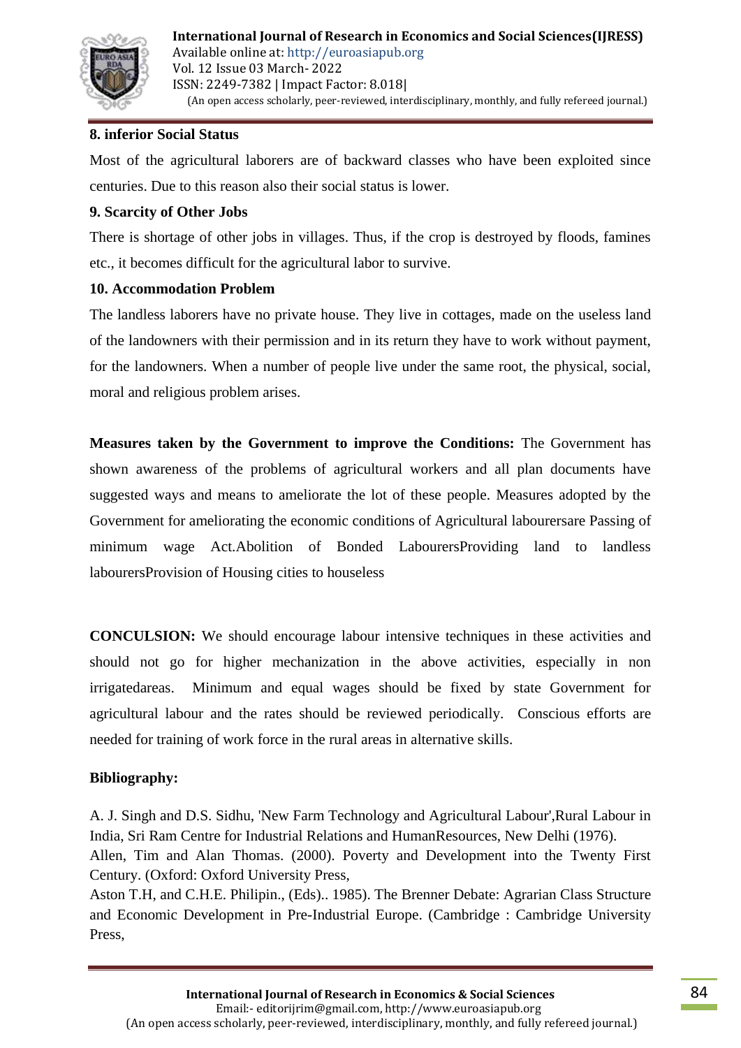**8. inferior Social Status**

Most of the agricultural laborers are of backward classes who have been exploited since centuries. Due to this reason also their social status is lower.

**9. Scarcity of Other Jobs**

There is shortage of other jobs in villages. Thus, if the crop is destroyed by floods, famines etc., it becomes difficult for the agricultural labor to survive.

**10. Accommodation Problem**

The landless laborers have no private house. They live in cottages, made on the useless land of the landowners with their permission and in its return they have to work without payment, for the landowners. When a number of people live under the same root, the physical, social, moral and religious problem arises.

**Measures taken by the Government to improve the Conditions:** The Government has shown awareness of the problems of agricultural workers and all plan documents have suggested ways and means to ameliorate the lot of these people. Measures adopted by the Government for ameliorating the economic conditions of Agricultural laboursersare Passing of minimum wage Act.Abolition of Bonded LabourersProviding land to landless laboursrsProvision of Housing cities to houseless

**CONCULSION:** We should encourage labour intensive techniques in these activities and should not go for higher mechanization in the above activities, especially in non irrigatedareas. Minimum and equal wages should be fixed by state Government for agricultural labour and the rates should be reviewed periodically. Conscious efforts are needed for training of work force in the rural areas in alternative skills.

**Bibliography:**

A. J. Singh and D.S. Sidhu, 'New Farm Technology and Agricultural Labour',Rural Labour in India, Sri Ram Centre for Industrial Relations and HumanResources, New Delhi (1976).

Allen, Tim and Alan Thomas. (2000). Poverty and Development into the Twenty First Century. (Oxford: Oxford University Press,

Aston T.H, and C.H.E. Philipin., (Eds).. 1985). The Brenner Debate: Agrarian Class Structure and Economic Development in Pre-Industrial Europe. (Cambridge : Cambridge University Press,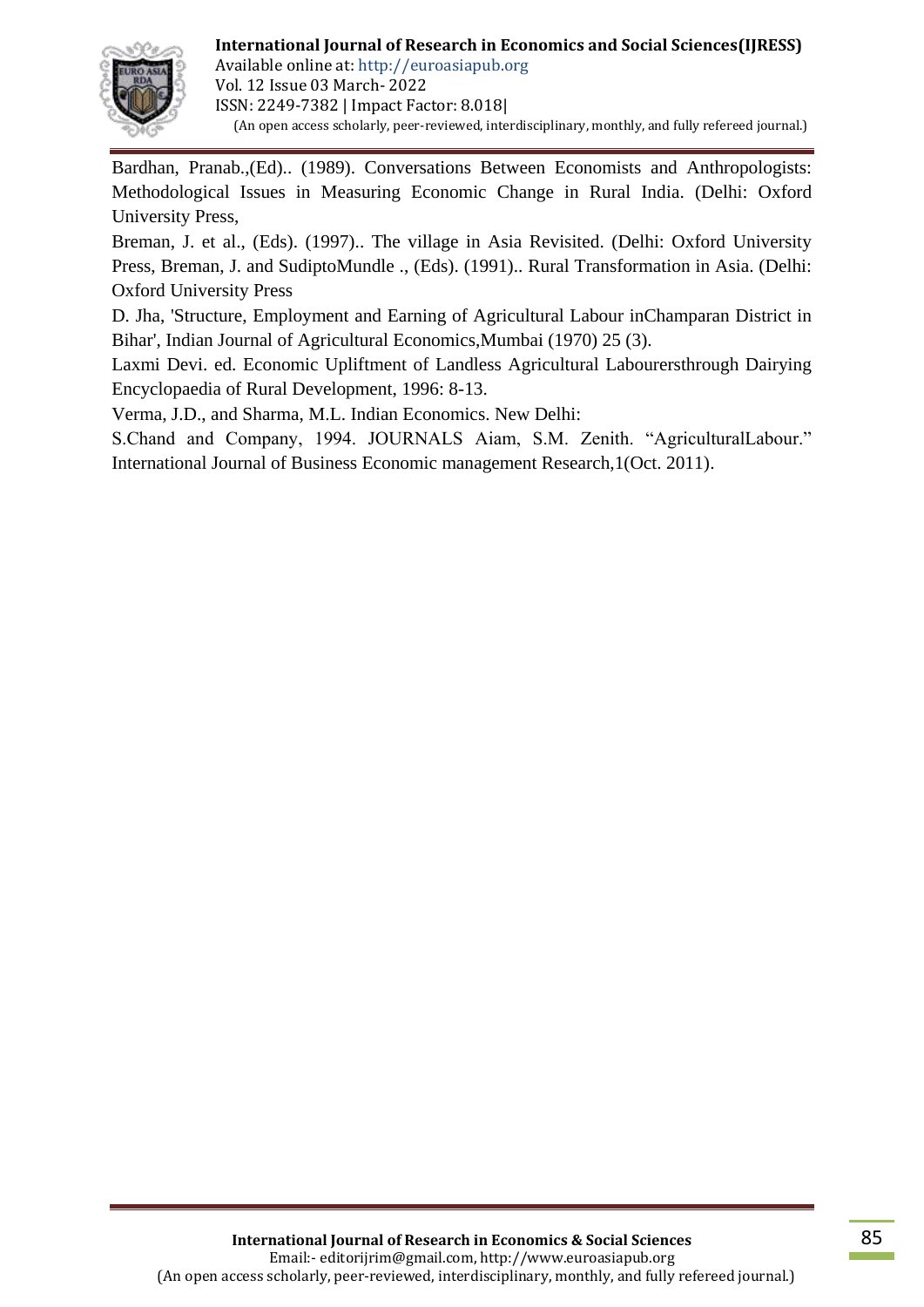Bardhan, Pranab.,(Ed).. (1989). Conversations Between Economists and Anthropologists: Methodological Issues in Measuring Economic Change in Rural India. (Delhi: Oxford University Press,

Breman, J. et al., (Eds). (1997).. The village in Asia Revisited. (Delhi: Oxford University Press, Breman, J. and SudiptoMundle ., (Eds). (1991).. Rural Transformation in Asia. (Delhi: Oxford University Press

D. Jha, 'Structure, Employment and Earning of Agricultural Labour inChamparan District in Bihar', Indian Journal of Agricultural Economics,Mumbai (1970) 25 (3).

Laxmi Devi. ed. Economic Upliftment of Landless Agricultural Laboursthrough Dairying Encyclopaedia of Rural Development, 1996: 8-13.

Verma, J.D., and Sharma, M.L. Indian Economics. New Delhi:

S.Chand and Company, 1994. JOURNALS Aiam, S.M. Zenith. "AgriculturalLabour." International Journal of Business Economic management Research,1(Oct. 2011).